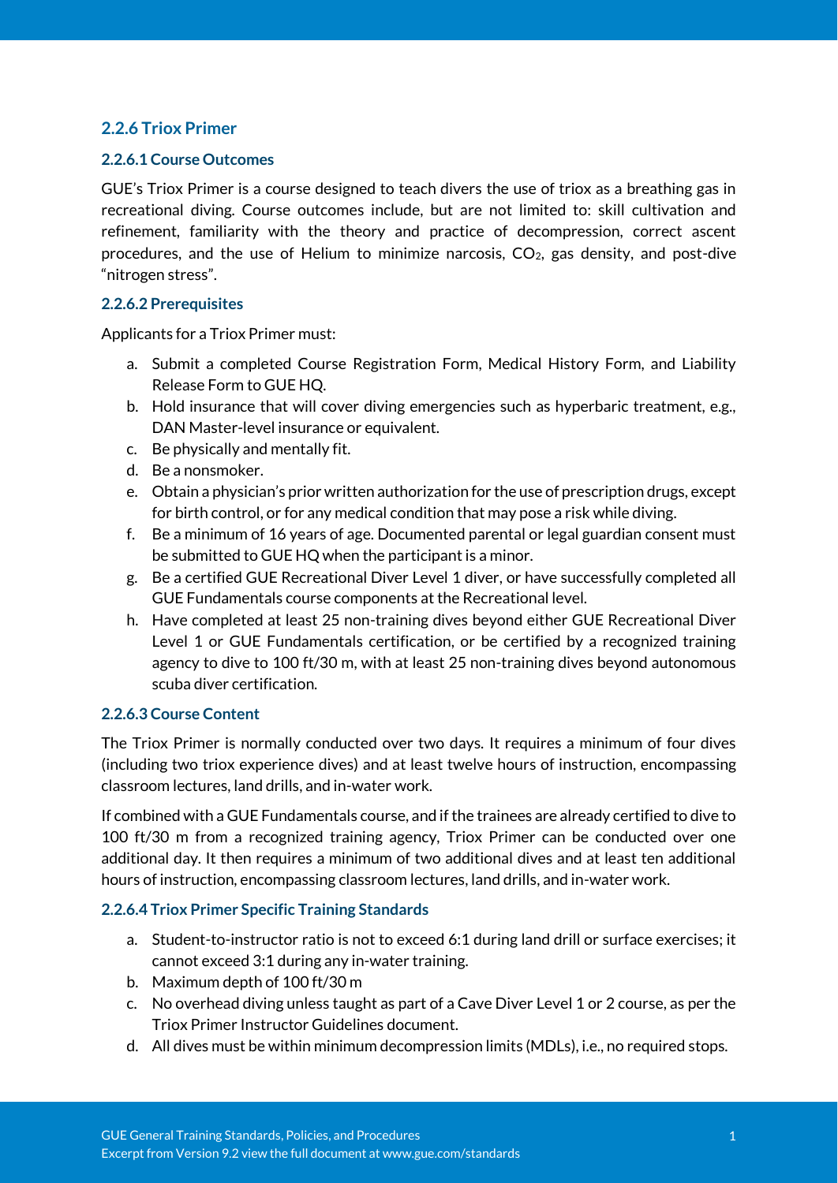### 2.2.6 Triox Primer

#### 2.2.6.1 Course Outcomes

GUE's Triox Primer is a course designed to teach divers the use of triox as a breathing gas in recreational diving. Course outcomes include, but are not limited to: skill cultivation and refinement, familiarity with the theory and practice of decompression, correct ascent procedures, and the use of Helium to minimize narcosis, $CO_2$, gas density, and post-dive "nitrogen stress".

#### 2.2.6.2 Prerequisites

Applicants for a Triox Primer must:

a. Submit a completed Course Registration Form, Medical History Form, and Liability Release Form to GUE HQ.
b. Hold insurance that will cover diving emergencies such as hyperbaric treatment, e.g., DAN Master-level insurance or equivalent.
c. Be physically and mentally fit.
d. Be a nonsmoker.
e. Obtain a physician's prior written authorization for the use of prescription drugs, except for birth control, or for any medical condition that may pose a risk while diving.
f. Be a minimum of 16 years of age. Documented parental or legal guardian consent must be submitted to GUE HQ when the participant is a minor.
g. Be a certified GUE Recreational Diver Level 1 diver, or have successfully completed all GUE Fundamentals course components at the Recreational level.
h. Have completed at least 25 non-training dives beyond either GUE Recreational Diver Level 1 or GUE Fundamentals certification, or be certified by a recognized training agency to dive to 100 ft/30 m, with at least 25 non-training dives beyond autonomous scuba diver certification.

#### 2.2.6.3 Course Content

The Triox Primer is normally conducted over two days. It requires a minimum of four dives (including two triox experience dives) and at least twelve hours of instruction, encompassing classroom lectures, land drills, and in-water work.

If combined with a GUE Fundamentals course, and if the trainees are already certified to dive to 100 ft/30 m from a recognized training agency, Triox Primer can be conducted over one additional day. It then requires a minimum of two additional dives and at least ten additional hours of instruction, encompassing classroom lectures, land drills, and in-water work.

#### 2.2.6.4 Triox Primer Specific Training Standards

a. Student-to-instructor ratio is not to exceed 6:1 during land drill or surface exercises; it cannot exceed 3:1 during any in-water training.
b. Maximum depth of 100 ft/30 m
c. No overhead diving unless taught as part of a Cave Diver Level 1 or 2 course, as per the Triox Primer Instructor Guidelines document.
d. All dives must be within minimum decompression limits (MDLs), i.e., no required stops.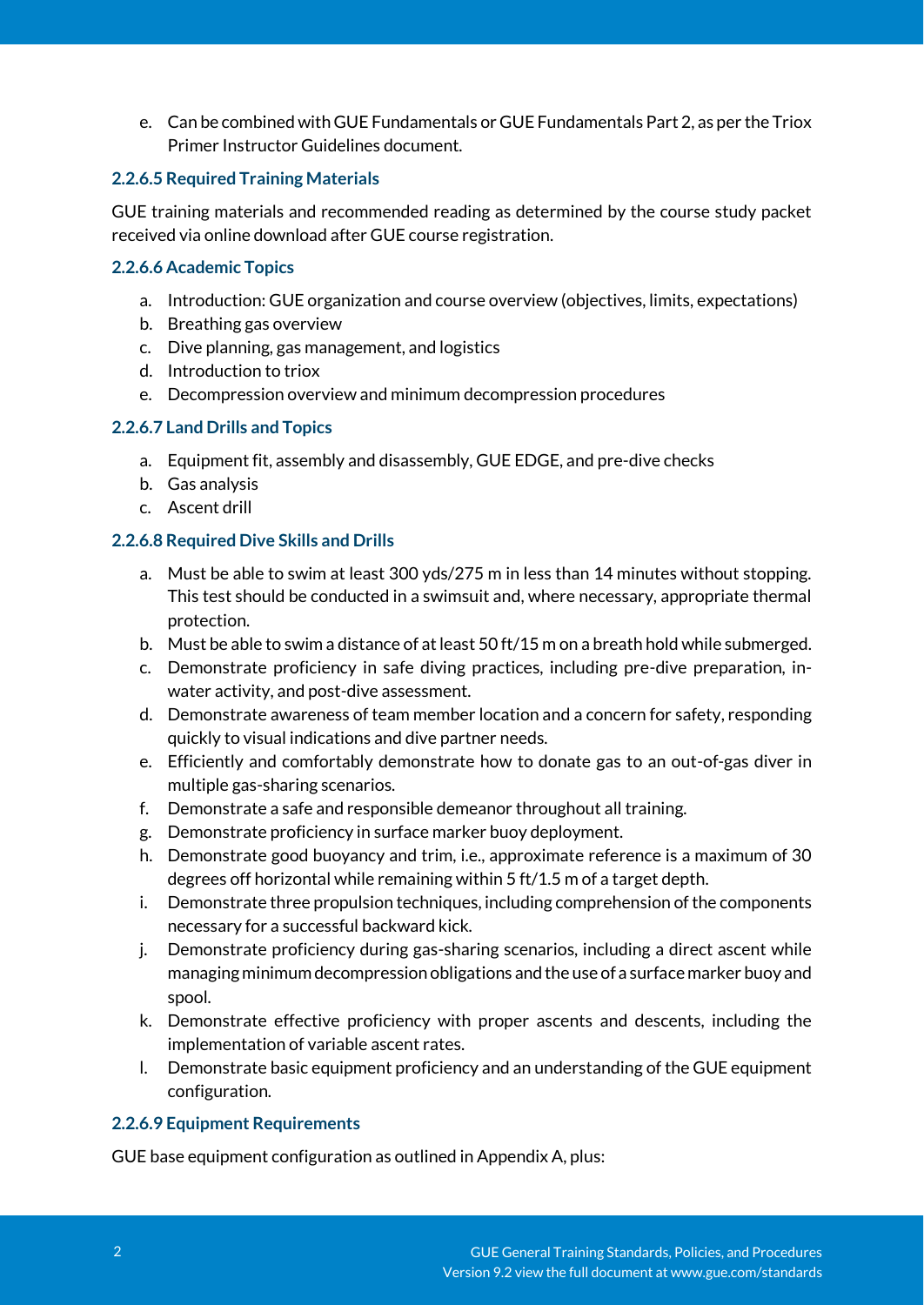e. Can be combined with GUE Fundamentals or GUE Fundamentals Part 2, as per the Triox Primer Instructor Guidelines document.

#### 2.2.6.5 Required Training Materials

GUE training materials and recommended reading as determined by the course study packet received via online download after GUE course registration.

#### 2.2.6.6 Academic Topics

a. Introduction: GUE organization and course overview (objectives, limits, expectations)
b. Breathing gas overview
c. Dive planning, gas management, and logistics
d. Introduction to triox
e. Decompression overview and minimum decompression procedures

#### 2.2.6.7 Land Drills and Topics

a. Equipment fit, assembly and disassembly, GUE EDGE, and pre-dive checks
b. Gas analysis
c. Ascent drill

#### 2.2.6.8 Required Dive Skills and Drills

a. Must be able to swim at least 300 yds/275 m in less than 14 minutes without stopping. This test should be conducted in a swimsuit and, where necessary, appropriate thermal protection.
b. Must be able to swim a distance of at least 50 ft/15 m on a breath hold while submerged.
c. Demonstrate proficiency in safe diving practices, including pre-dive preparation, in-water activity, and post-dive assessment.
d. Demonstrate awareness of team member location and a concern for safety, responding quickly to visual indications and dive partner needs.
e. Efficiently and comfortably demonstrate how to donate gas to an out-of-gas diver in multiple gas-sharing scenarios.
f. Demonstrate a safe and responsible demeanor throughout all training.
g. Demonstrate proficiency in surface marker buoy deployment.
h. Demonstrate good buoyancy and trim, i.e., approximate reference is a maximum of 30 degrees off horizontal while remaining within 5 ft/1.5 m of a target depth.
i. Demonstrate three propulsion techniques, including comprehension of the components necessary for a successful backward kick.
j. Demonstrate proficiency during gas-sharing scenarios, including a direct ascent while managing minimum decompression obligations and the use of a surface marker buoy and spool.
k. Demonstrate effective proficiency with proper ascents and descents, including the implementation of variable ascent rates.
l. Demonstrate basic equipment proficiency and an understanding of the GUE equipment configuration.

#### 2.2.6.9 Equipment Requirements

GUE base equipment configuration as outlined in Appendix A, plus: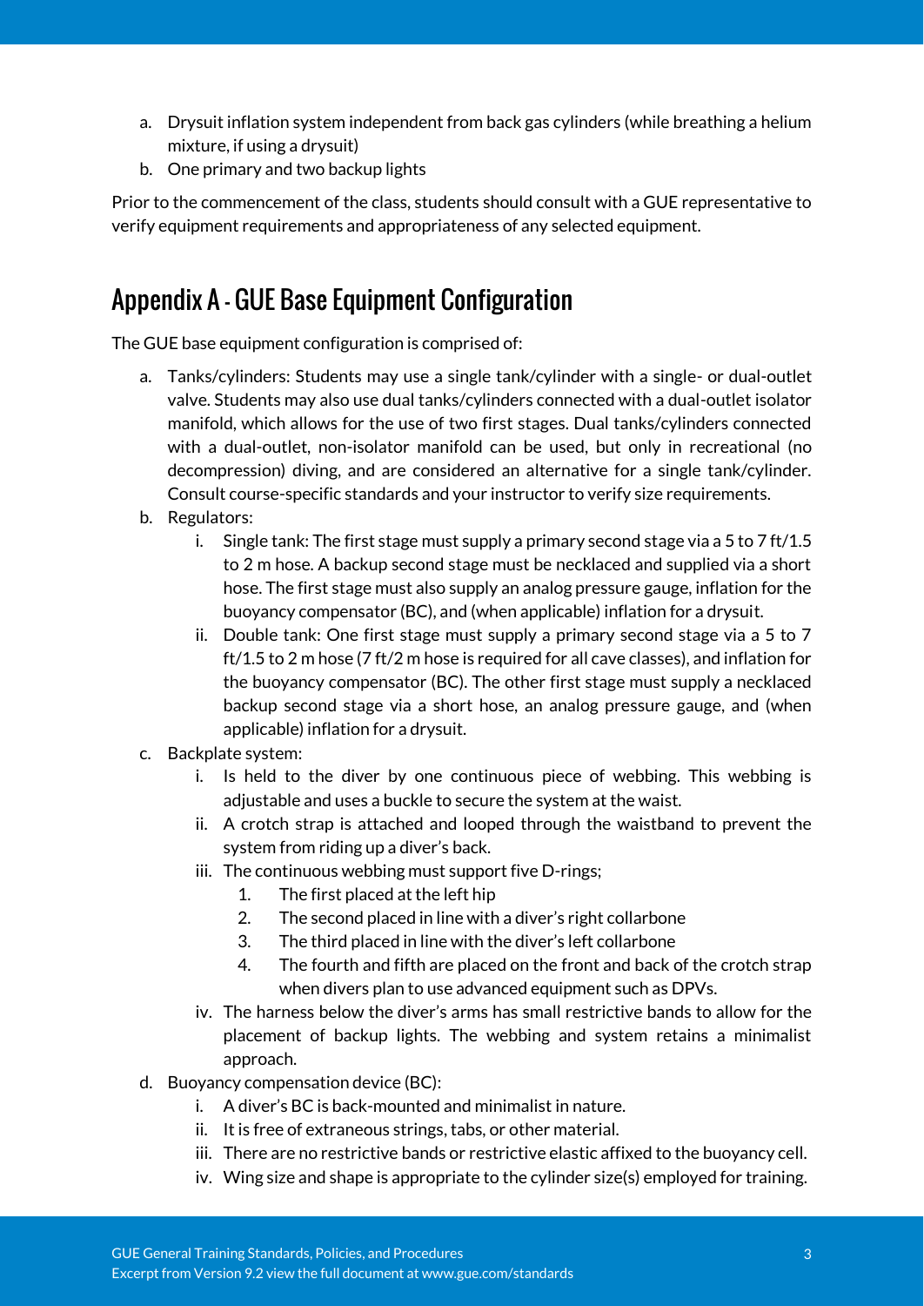a. Drysuit inflation system independent from back gas cylinders (while breathing a helium mixture, if using a drysuit)
b. One primary and two backup lights

Prior to the commencement of the class, students should consult with a GUE representative to verify equipment requirements and appropriateness of any selected equipment.

## Appendix A - GUE Base Equipment Configuration

The GUE base equipment configuration is comprised of:

a. Tanks/cylinders: Students may use a single tank/cylinder with a single- or dual-outlet valve. Students may also use dual tanks/cylinders connected with a dual-outlet isolator manifold, which allows for the use of two first stages. Dual tanks/cylinders connected with a dual-outlet, non-isolator manifold can be used, but only in recreational (no decompression) diving, and are considered an alternative for a single tank/cylinder. Consult course-specific standards and your instructor to verify size requirements.
b. Regulators:
    i. Single tank: The first stage must supply a primary second stage via a 5 to 7 ft/1.5 to 2 m hose. A backup second stage must be necklaced and supplied via a short hose. The first stage must also supply an analog pressure gauge, inflation for the buoyancy compensator (BC), and (when applicable) inflation for a drysuit.
    ii. Double tank: One first stage must supply a primary second stage via a 5 to 7 ft/1.5 to 2 m hose (7 ft/2 m hose is required for all cave classes), and inflation for the buoyancy compensator (BC). The other first stage must supply a necklaced backup second stage via a short hose, an analog pressure gauge, and (when applicable) inflation for a drysuit.
c. Backplate system:
    i. Is held to the diver by one continuous piece of webbing. This webbing is adjustable and uses a buckle to secure the system at the waist.
    ii. A crotch strap is attached and looped through the waistband to prevent the system from riding up a diver's back.
    iii. The continuous webbing must support five D-rings;
        1. The first placed at the left hip
        2. The second placed in line with a diver's right collarbone
        3. The third placed in line with the diver's left collarbone
        4. The fourth and fifth are placed on the front and back of the crotch strap when divers plan to use advanced equipment such as DPVs.
    iv. The harness below the diver's arms has small restrictive bands to allow for the placement of backup lights. The webbing and system retains a minimalist approach.
d. Buoyancy compensation device (BC):
    i. A diver's BC is back-mounted and minimalist in nature.
    ii. It is free of extraneous strings, tabs, or other material.
    iii. There are no restrictive bands or restrictive elastic affixed to the buoyancy cell.
    iv. Wing size and shape is appropriate to the cylinder size(s) employed for training.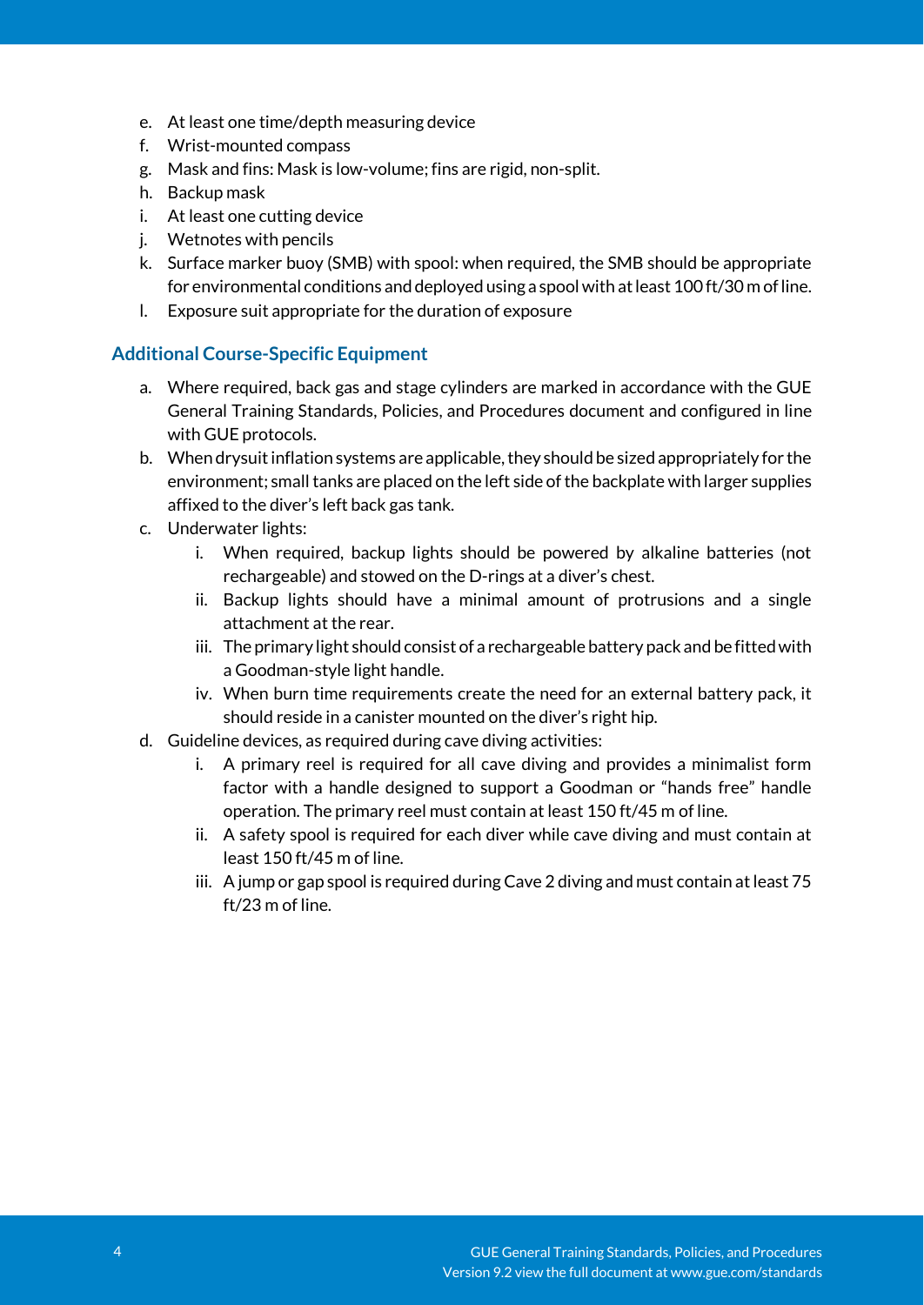e. At least one time/depth measuring device
f. Wrist-mounted compass
g. Mask and fins: Mask is low-volume; fins are rigid, non-split.
h. Backup mask
i. At least one cutting device
j. Wetnotes with pencils
k. Surface marker buoy (SMB) with spool: when required, the SMB should be appropriate for environmental conditions and deployed using a spool with at least 100 ft/30 m of line.
l. Exposure suit appropriate for the duration of exposure

### Additional Course-Specific Equipment

a. Where required, back gas and stage cylinders are marked in accordance with the GUE General Training Standards, Policies, and Procedures document and configured in line with GUE protocols.
b. When drysuit inflation systems are applicable, they should be sized appropriately for the environment; small tanks are placed on the left side of the backplate with larger supplies affixed to the diver's left back gas tank.
c. Underwater lights:
    i. When required, backup lights should be powered by alkaline batteries (not rechargeable) and stowed on the D-rings at a diver's chest.
    ii. Backup lights should have a minimal amount of protrusions and a single attachment at the rear.
    iii. The primary light should consist of a rechargeable battery pack and be fitted with a Goodman-style light handle.
    iv. When burn time requirements create the need for an external battery pack, it should reside in a canister mounted on the diver's right hip.
d. Guideline devices, as required during cave diving activities:
    i. A primary reel is required for all cave diving and provides a minimalist form factor with a handle designed to support a Goodman or "hands free" handle operation. The primary reel must contain at least 150 ft/45 m of line.
    ii. A safety spool is required for each diver while cave diving and must contain at least 150 ft/45 m of line.
    iii. A jump or gap spool is required during Cave 2 diving and must contain at least 75 ft/23 m of line.